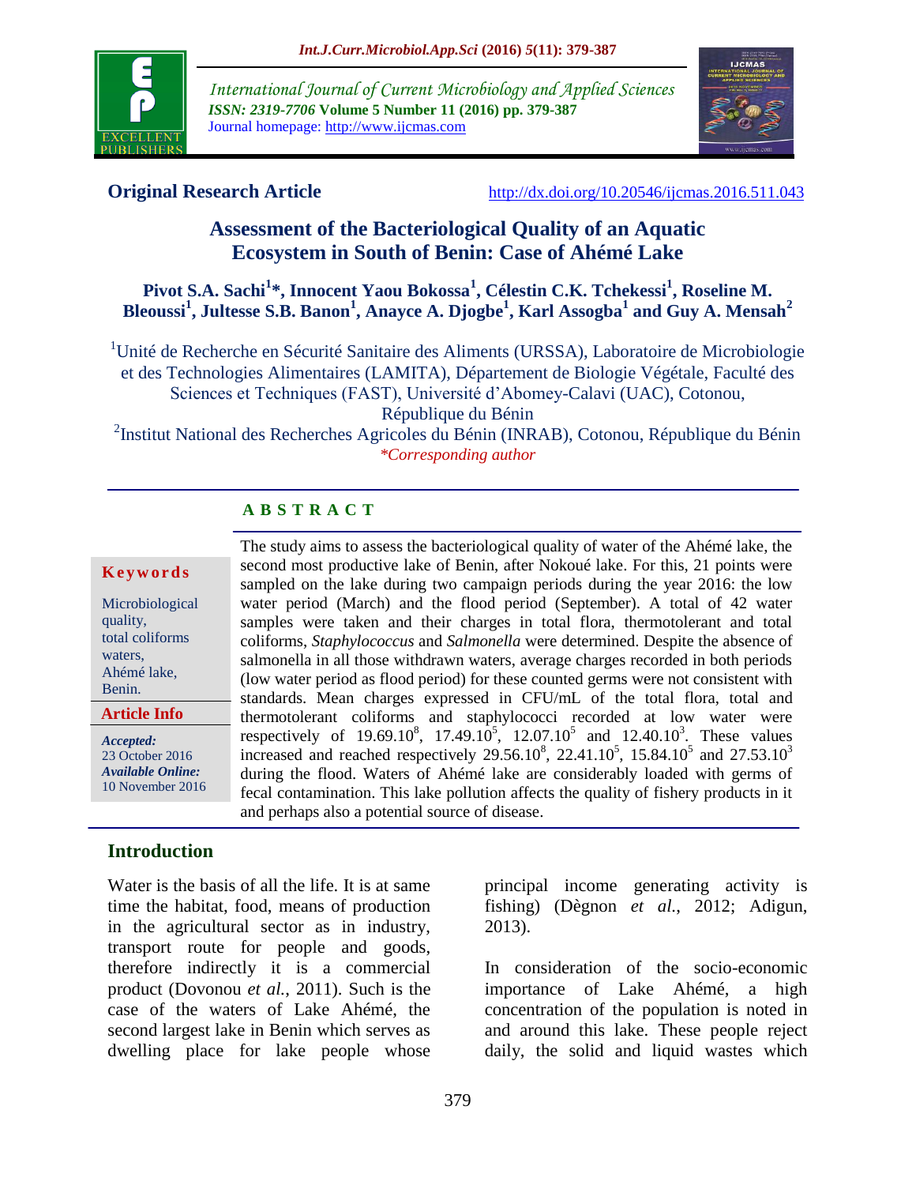**Original Research Article** http://dx.doi.org/10.20546/ijcmas.2016.511.043

# Assessment of the Bacteriological Quality of an Aquatic Ecosystem in South of Benin: Case of Ahémé Lake

**Pivot S.A. Sachi[1]\*, Innocent Yaou Bokossa[1], Célestin C.K. Tchekessi[1], Roseline M. Bleoussi[1], Jultesse S.B. Banon[1], Anayce A. Djogbe[1], Karl Assogba[1] and Guy A. Mensah[2]**

[1]Unité de Recherche en Sécurité Sanitaire des Aliments (URSSA), Laboratoire de Microbiologie et des Technologies Alimentaires (LAMITA), Département de Biologie Végétale, Faculté des Sciences et Techniques (FAST), Université d'Abomey-Calavi (UAC), Cotonou, République du Bénin

[2]Institut National des Recherches Agricoles du Bénin (INRAB), Cotonou, République du Bénin

*\*Corresponding author*

## ABSTRACT

**Keywords**

Microbiological quality, total coliforms waters, Ahémé lake, Benin.

**Article Info**

***Accepted:*** 23 October 2016

***Available Online:*** 10 November 2016

The study aims to assess the bacteriological quality of water of the Ahémé lake, the second most productive lake of Benin, after Nokoué lake. For this, 21 points were sampled on the lake during two campaign periods during the year 2016: the low water period (March) and the flood period (September). A total of 42 water samples were taken and their charges in total flora, thermotolerant and total coliforms, *Staphylococcus* and *Salmonella* were determined. Despite the absence of salmonella in all those withdrawn waters, average charges recorded in both periods (low water period as flood period) for these counted germs were not consistent with standards. Mean charges expressed in CFU/mL of the total flora, total and thermotolerant coliforms and staphylococci recorded at low water were respectively of $19.69.10^8$, $17.49.10^5$, $12.07.10^5$ and $12.40.10^3$. These values increased and reached respectively $29.56.10^8$, $22.41.10^5$, $15.84.10^5$ and $27.53.10^3$ during the flood. Waters of Ahémé lake are considerably loaded with germs of fecal contamination. This lake pollution affects the quality of fishery products in it and perhaps also a potential source of disease.

## Introduction

Water is the basis of all the life. It is at same time the habitat, food, means of production in the agricultural sector as in industry, transport route for people and goods, therefore indirectly it is a commercial product (Dovonou *et al.*, 2011). Such is the case of the waters of Lake Ahémé, the second largest lake in Benin which serves as dwelling place for lake people whose principal income generating activity is fishing) (Dègnon *et al.*, 2012; Adigun, 2013).

In consideration of the socio-economic importance of Lake Ahémé, a high concentration of the population is noted in and around this lake. These people reject daily, the solid and liquid wastes which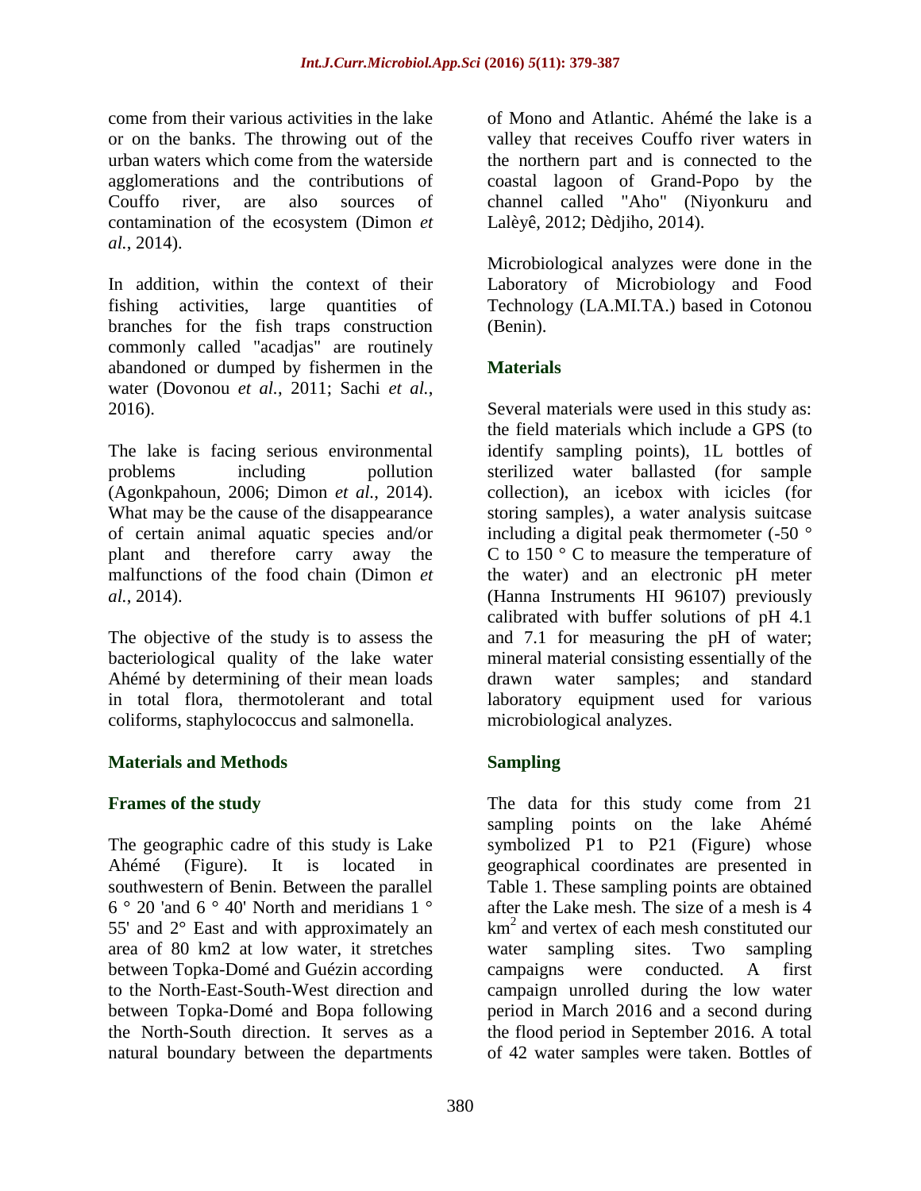come from their various activities in the lake or on the banks. The throwing out of the urban waters which come from the waterside agglomerations and the contributions of Couffo river, are also sources of contamination of the ecosystem (Dimon *et al.*, 2014).

In addition, within the context of their fishing activities, large quantities of branches for the fish traps construction commonly called "acadjas" are routinely abandoned or dumped by fishermen in the water (Dovonou *et al.*, 2011; Sachi *et al.*, 2016).

The lake is facing serious environmental problems including pollution (Agonkpahoun, 2006; Dimon *et al.*, 2014). What may be the cause of the disappearance of certain animal aquatic species and/or plant and therefore carry away the malfunctions of the food chain (Dimon *et al.*, 2014).

The objective of the study is to assess the bacteriological quality of the lake water Ahémé by determining of their mean loads in total flora, thermotolerant and total coliforms, staphylococcus and salmonella.

## Materials and Methods

### Frames of the study

The geographic cadre of this study is Lake Ahémé (Figure). It is located in southwestern of Benin. Between the parallel 6 ° 20 'and 6 ° 40' North and meridians 1 ° 55' and 2° East and with approximately an area of 80 km2 at low water, it stretches between Topka-Domé and Guézin according to the North-East-South-West direction and between Topka-Domé and Bopa following the North-South direction. It serves as a natural boundary between the departments of Mono and Atlantic. Ahémé the lake is a valley that receives Couffo river waters in the northern part and is connected to the coastal lagoon of Grand-Popo by the channel called "Aho" (Niyonkuru and Lalèyê, 2012; Dèdjiho, 2014).

Microbiological analyzes were done in the Laboratory of Microbiology and Food Technology (LA.MI.TA.) based in Cotonou (Benin).

### Materials

Several materials were used in this study as: the field materials which include a GPS (to identify sampling points), 1L bottles of sterilized water ballasted (for sample collection), an icebox with icicles (for storing samples), a water analysis suitcase including a digital peak thermometer (-50 ° C to 150 ° C to measure the temperature of the water) and an electronic pH meter (Hanna Instruments HI 96107) previously calibrated with buffer solutions of pH 4.1 and 7.1 for measuring the pH of water; mineral material consisting essentially of the drawn water samples; and standard laboratory equipment used for various microbiological analyzes.

### Sampling

The data for this study come from 21 sampling points on the lake Ahémé symbolized P1 to P21 (Figure) whose geographical coordinates are presented in Table 1. These sampling points are obtained after the Lake mesh. The size of a mesh is 4 $km^2$ and vertex of each mesh constituted our water sampling sites. Two sampling campaigns were conducted. A first campaign unrolled during the low water period in March 2016 and a second during the flood period in September 2016. A total of 42 water samples were taken. Bottles of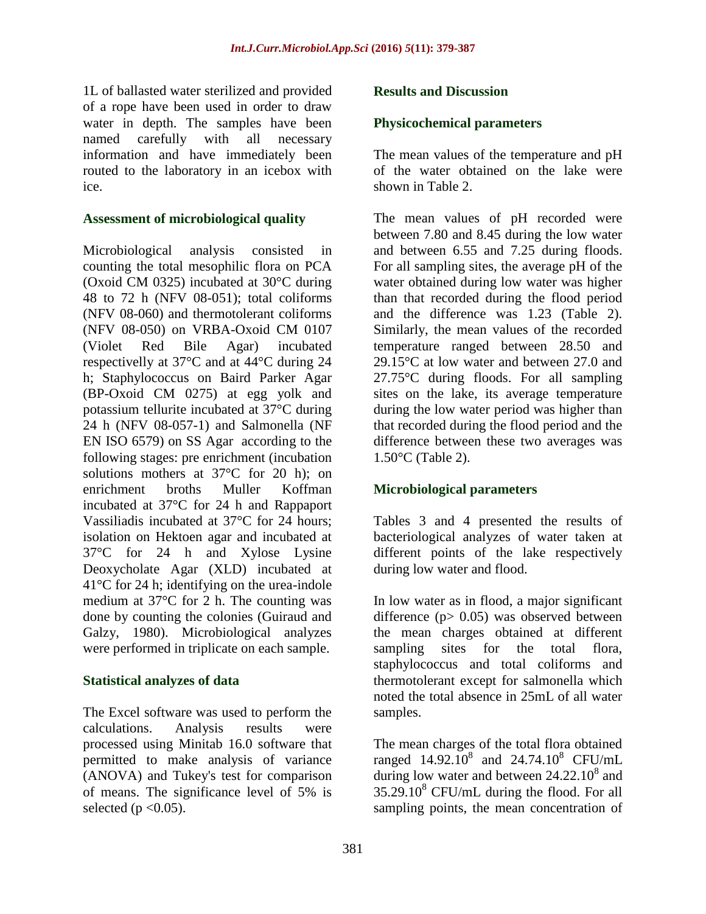1L of ballasted water sterilized and provided of a rope have been used in order to draw water in depth. The samples have been named carefully with all necessary information and have immediately been routed to the laboratory in an icebox with ice.

### Assessment of microbiological quality

Microbiological analysis consisted in counting the total mesophilic flora on PCA (Oxoid CM 0325) incubated at 30°C during 48 to 72 h (NFV 08-051); total coliforms (NFV 08-060) and thermotolerant coliforms (NFV 08-050) on VRBA-Oxoid CM 0107 (Violet Red Bile Agar) incubated respectivelly at 37°C and at 44°C during 24 h; Staphylococcus on Baird Parker Agar (BP-Oxoid CM 0275) at egg yolk and potassium tellurite incubated at 37°C during 24 h (NFV 08-057-1) and Salmonella (NF EN ISO 6579) on SS Agar according to the following stages: pre enrichment (incubation solutions mothers at 37°C for 20 h); on enrichment broths Muller Koffman incubated at 37°C for 24 h and Rappaport Vassiliadis incubated at 37°C for 24 hours; isolation on Hektoen agar and incubated at 37°C for 24 h and Xylose Lysine Deoxycholate Agar (XLD) incubated at 41°C for 24 h; identifying on the urea-indole medium at 37°C for 2 h. The counting was done by counting the colonies (Guiraud and Galzy, 1980). Microbiological analyzes were performed in triplicate on each sample.

### Statistical analyzes of data

The Excel software was used to perform the calculations. Analysis results were processed using Minitab 16.0 software that permitted to make analysis of variance (ANOVA) and Tukey's test for comparison of means. The significance level of 5% is selected ($p < 0.05$).

## Results and Discussion

### Physicochemical parameters

The mean values of the temperature and pH of the water obtained on the lake were shown in Table 2.

The mean values of pH recorded were between 7.80 and 8.45 during the low water and between 6.55 and 7.25 during floods. For all sampling sites, the average pH of the water obtained during low water was higher than that recorded during the flood period and the difference was 1.23 (Table 2). Similarly, the mean values of the recorded temperature ranged between 28.50 and 29.15°C at low water and between 27.0 and 27.75°C during floods. For all sampling sites on the lake, its average temperature during the low water period was higher than that recorded during the flood period and the difference between these two averages was 1.50°C (Table 2).

### Microbiological parameters

Tables 3 and 4 presented the results of bacteriological analyzes of water taken at different points of the lake respectively during low water and flood.

In low water as in flood, a major significant difference ($p > 0.05$) was observed between the mean charges obtained at different sampling sites for the total flora, staphylococcus and total coliforms and thermotolerant except for salmonella which noted the total absence in 25mL of all water samples.

The mean charges of the total flora obtained ranged $14.92.10^{8}$ and $24.74.10^{8}$ CFU/mL during low water and between $24.22.10^{8}$ and $35.29.10^{8}$ CFU/mL during the flood. For all sampling points, the mean concentration of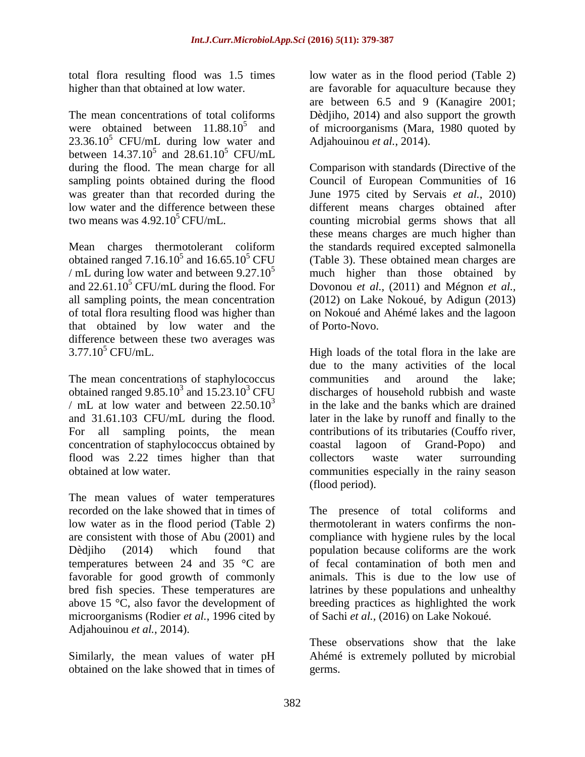total flora resulting flood was 1.5 times higher than that obtained at low water.

The mean concentrations of total coliforms were obtained between $11.88.10^5$ and $23.36.10^5$ CFU/mL during low water and between $14.37.10^5$ and $28.61.10^5$ CFU/mL during the flood. The mean charge for all sampling points obtained during the flood was greater than that recorded during the low water and the difference between these two means was $4.92.10^5$ CFU/mL.

Mean charges thermotolerant coliform obtained ranged $7.16.10^5$ and $16.65.10^5$ CFU / mL during low water and between $9.27.10^5$ and $22.61.10^5$ CFU/mL during the flood. For all sampling points, the mean concentration of total flora resulting flood was higher than that obtained by low water and the difference between these two averages was $3.77.10^5$ CFU/mL.

The mean concentrations of staphylococcus obtained ranged $9.85.10^3$ and $15.23.10^3$ CFU / mL at low water and between $22.50.10^3$ and 31.61.103 CFU/mL during the flood. For all sampling points, the mean concentration of staphylococcus obtained by flood was 2.22 times higher than that obtained at low water.

The mean values of water temperatures recorded on the lake showed that in times of low water as in the flood period (Table 2) are consistent with those of Abu (2001) and Dèdjiho (2014) which found that temperatures between 24 and 35 °C are favorable for good growth of commonly bred fish species. These temperatures are above 15 °C, also favor the development of microorganisms (Rodier *et al.*, 1996 cited by Adjahouinou *et al.*, 2014).

Similarly, the mean values of water pH obtained on the lake showed that in times of low water as in the flood period (Table 2) are favorable for aquaculture because they are between 6.5 and 9 (Kanagire 2001; Dèdjiho, 2014) and also support the growth of microorganisms (Mara, 1980 quoted by Adjahouinou *et al.*, 2014).

Comparison with standards (Directive of the Council of European Communities of 16 June 1975 cited by Servais *et al.*, 2010) different means charges obtained after counting microbial germs shows that all these means charges are much higher than the standards required excepted salmonella (Table 3). These obtained mean charges are much higher than those obtained by Dovonou *et al.*, (2011) and Mégnon *et al.*, (2012) on Lake Nokoué, by Adigun (2013) on Nokoué and Ahémé lakes and the lagoon of Porto-Novo.

High loads of the total flora in the lake are due to the many activities of the local communities and around the lake; discharges of household rubbish and waste in the lake and the banks which are drained later in the lake by runoff and finally to the contributions of its tributaries (Couffo river, coastal lagoon of Grand-Popo) and collectors waste water surrounding communities especially in the rainy season (flood period).

The presence of total coliforms and thermotolerant in waters confirms the non-compliance with hygiene rules by the local population because coliforms are the work of fecal contamination of both men and animals. This is due to the low use of latrines by these populations and unhealthy breeding practices as highlighted the work of Sachi *et al.*, (2016) on Lake Nokoué.

These observations show that the lake Ahémé is extremely polluted by microbial germs.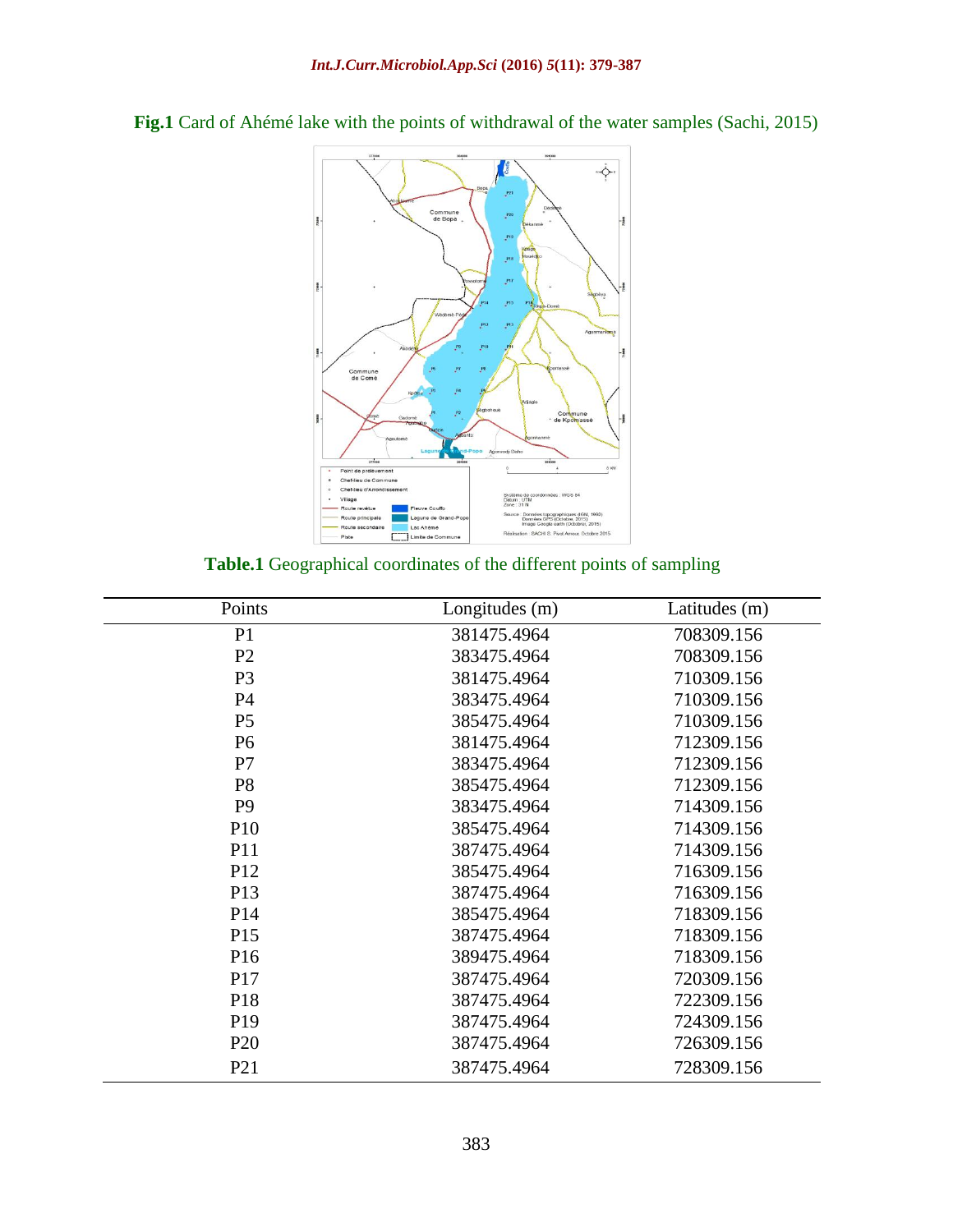**Fig.1** Card of Ahémé lake with the points of withdrawal of the water samples (Sachi, 2015)

**Table.1** Geographical coordinates of the different points of sampling

| Points | Longitudes (m) | Latitudes (m) |
|---|---|---|
| P1 | 381475.4964 | 708309.156 |
| P2 | 383475.4964 | 708309.156 |
| P3 | 381475.4964 | 710309.156 |
| P4 | 383475.4964 | 710309.156 |
| P5 | 385475.4964 | 710309.156 |
| P6 | 381475.4964 | 712309.156 |
| P7 | 383475.4964 | 712309.156 |
| P8 | 385475.4964 | 712309.156 |
| P9 | 383475.4964 | 714309.156 |
| P10 | 385475.4964 | 714309.156 |
| P11 | 387475.4964 | 714309.156 |
| P12 | 385475.4964 | 716309.156 |
| P13 | 387475.4964 | 716309.156 |
| P14 | 385475.4964 | 718309.156 |
| P15 | 387475.4964 | 718309.156 |
| P16 | 389475.4964 | 718309.156 |
| P17 | 387475.4964 | 720309.156 |
| P18 | 387475.4964 | 722309.156 |
| P19 | 387475.4964 | 724309.156 |
| P20 | 387475.4964 | 726309.156 |
| P21 | 387475.4964 | 728309.156 |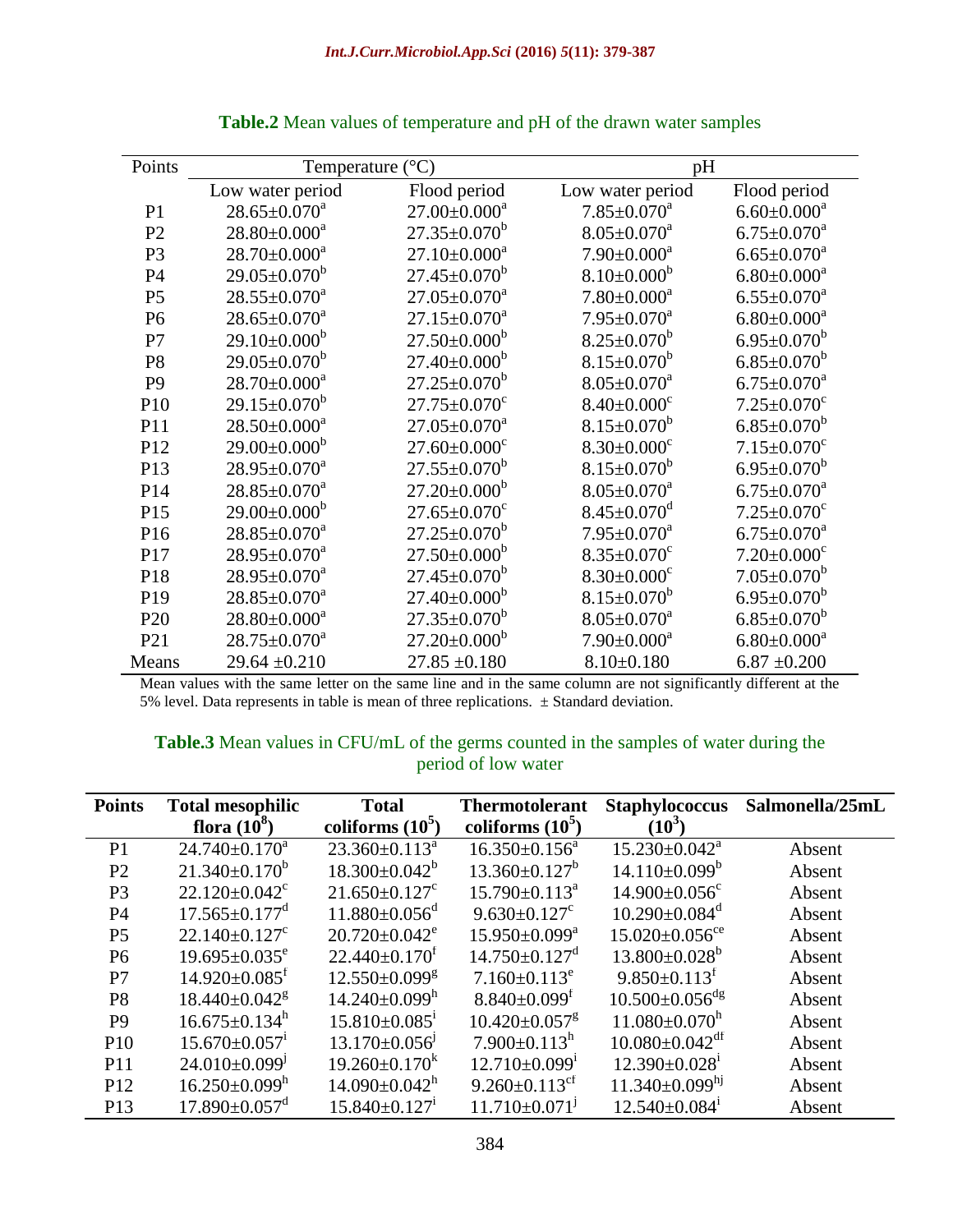**Table.2** Mean values of temperature and pH of the drawn water samples

| Points | Temperature (°C) | | pH | |
|---|---|---|---|---|
| | Low water period | Flood period | Low water period | Flood period |
| P1 | 28.65±0.070[a] | 27.00±0.000[a] | 7.85±0.070[a] | 6.60±0.000[a] |
| P2 | 28.80±0.000[a] | 27.35±0.070[b] | 8.05±0.070[a] | 6.75±0.070[a] |
| P3 | 28.70±0.000[a] | 27.10±0.000[a] | 7.90±0.000[a] | 6.65±0.070[a] |
| P4 | 29.05±0.070[b] | 27.45±0.070[b] | 8.10±0.000[b] | 6.80±0.000[a] |
| P5 | 28.55±0.070[a] | 27.05±0.070[a] | 7.80±0.000[a] | 6.55±0.070[a] |
| P6 | 28.65±0.070[a] | 27.15±0.070[a] | 7.95±0.070[a] | 6.80±0.000[a] |
| P7 | 29.10±0.000[b] | 27.50±0.000[b] | 8.25±0.070[b] | 6.95±0.070[b] |
| P8 | 29.05±0.070[b] | 27.40±0.000[b] | 8.15±0.070[b] | 6.85±0.070[b] |
| P9 | 28.70±0.000[a] | 27.25±0.070[b] | 8.05±0.070[a] | 6.75±0.070[a] |
| P10 | 29.15±0.070[b] | 27.75±0.070[c] | 8.40±0.000[c] | 7.25±0.070[c] |
| P11 | 28.50±0.000[a] | 27.05±0.070[a] | 8.15±0.070[b] | 6.85±0.070[b] |
| P12 | 29.00±0.000[b] | 27.60±0.000[c] | 8.30±0.000[c] | 7.15±0.070[c] |
| P13 | 28.95±0.070[a] | 27.55±0.070[b] | 8.15±0.070[b] | 6.95±0.070[b] |
| P14 | 28.85±0.070[a] | 27.20±0.000[b] | 8.05±0.070[a] | 6.75±0.070[a] |
| P15 | 29.00±0.000[b] | 27.65±0.070[c] | 8.45±0.070[d] | 7.25±0.070[c] |
| P16 | 28.85±0.070[a] | 27.25±0.070[b] | 7.95±0.070[a] | 6.75±0.070[a] |
| P17 | 28.95±0.070[a] | 27.50±0.000[b] | 8.35±0.070[c] | 7.20±0.000[c] |
| P18 | 28.95±0.070[a] | 27.45±0.070[b] | 8.30±0.000[c] | 7.05±0.070[b] |
| P19 | 28.85±0.070[a] | 27.40±0.000[b] | 8.15±0.070[b] | 6.95±0.070[b] |
| P20 | 28.80±0.000[a] | 27.35±0.070[b] | 8.05±0.070[a] | 6.85±0.070[b] |
| P21 | 28.75±0.070[a] | 27.20±0.000[b] | 7.90±0.000[a] | 6.80±0.000[a] |
| Means | 29.64 ±0.210 | 27.85 ±0.180 | 8.10±0.180 | 6.87 ±0.200 |

Mean values with the same letter on the same line and in the same column are not significantly different at the 5% level. Data represents in table is mean of three replications. ± Standard deviation.

**Table.3** Mean values in CFU/mL of the germs counted in the samples of water during the period of low water

| Points | Total mesophilic flora ($10^8$) | Total coliforms ($10^5$) | Thermotolerant coliforms ($10^5$) | Staphylococcus ($10^3$) | Salmonella/25mL |
|---|---|---|---|---|---|
| P1 | 24.740±0.170[a] | 23.360±0.113[a] | 16.350±0.156[a] | 15.230±0.042[a] | Absent |
| P2 | 21.340±0.170[b] | 18.300±0.042[b] | 13.360±0.127[b] | 14.110±0.099[b] | Absent |
| P3 | 22.120±0.042[c] | 21.650±0.127[c] | 15.790±0.113[a] | 14.900±0.056[c] | Absent |
| P4 | 17.565±0.177[d] | 11.880±0.056[d] | 9.630±0.127[c] | 10.290±0.084[d] | Absent |
| P5 | 22.140±0.127[c] | 20.720±0.042[e] | 15.950±0.099[a] | 15.020±0.056[ce] | Absent |
| P6 | 19.695±0.035[e] | 22.440±0.170[f] | 14.750±0.127[d] | 13.800±0.028[b] | Absent |
| P7 | 14.920±0.085[f] | 12.550±0.099[g] | 7.160±0.113[e] | 9.850±0.113[f] | Absent |
| P8 | 18.440±0.042[g] | 14.240±0.099[h] | 8.840±0.099[f] | 10.500±0.056[dg] | Absent |
| P9 | 16.675±0.134[h] | 15.810±0.085[i] | 10.420±0.057[g] | 11.080±0.070[h] | Absent |
| P10 | 15.670±0.057[i] | 13.170±0.056[j] | 7.900±0.113[h] | 10.080±0.042[df] | Absent |
| P11 | 24.010±0.099[j] | 19.260±0.170[k] | 12.710±0.099[i] | 12.390±0.028[i] | Absent |
| P12 | 16.250±0.099[h] | 14.090±0.042[h] | 9.260±0.113[cf] | 11.340±0.099[hj] | Absent |
| P13 | 17.890±0.057[d] | 15.840±0.127[i] | 11.710±0.071[j] | 12.540±0.084[i] | Absent |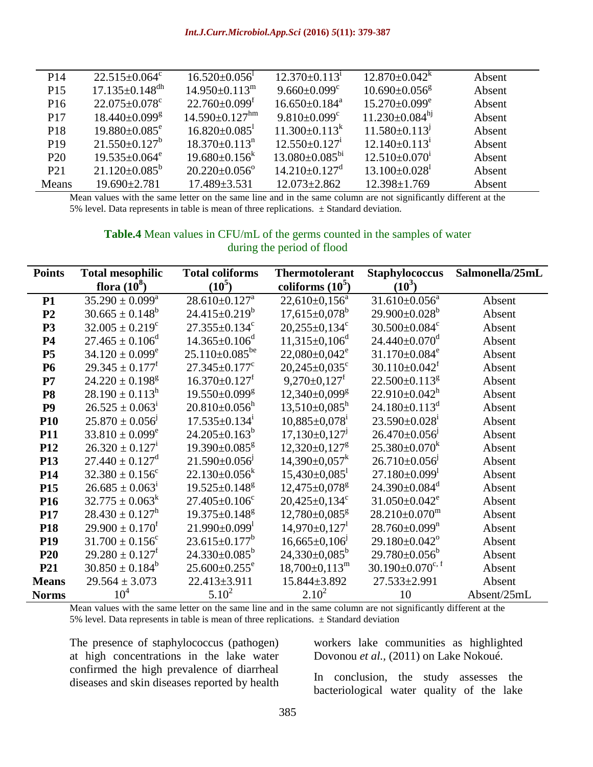| P14 | 22.515±0.064$^{c}$ | 16.520±0.056$^{l}$ | 12.370±0.113$^{i}$ | 12.870±0.042$^{k}$ | Absent |
|---|---|---|---|---|---|
| P15 | 17.135±0.148$^{dh}$ | 14.950±0.113$^{m}$ | 9.660±0.099$^{c}$ | 10.690±0.056$^{g}$ | Absent |
| P16 | 22.075±0.078$^{c}$ | 22.760±0.099$^{f}$ | 16.650±0.184$^{a}$ | 15.270±0.099$^{e}$ | Absent |
| P17 | 18.440±0.099$^{g}$ | 14.590±0.127$^{hm}$ | 9.810±0.099$^{c}$ | 11.230±0.084$^{hj}$ | Absent |
| P18 | 19.880±0.085$^{e}$ | 16.820±0.085$^{l}$ | 11.300±0.113$^{k}$ | 11.580±0.113$^{j}$ | Absent |
| P19 | 21.550±0.127$^{b}$ | 18.370±0.113$^{n}$ | 12.550±0.127$^{i}$ | 12.140±0.113$^{i}$ | Absent |
| P20 | 19.535±0.064$^{e}$ | 19.680±0.156$^{k}$ | 13.080±0.085$^{bi}$ | 12.510±0.070$^{i}$ | Absent |
| P21 | 21.120±0.085$^{b}$ | 20.220±0.056$^{o}$ | 14.210±0.127$^{d}$ | 13.100±0.028$^{l}$ | Absent |
| Means | 19.690±2.781 | 17.489±3.531 | 12.073±2.862 | 12.398±1.769 | Absent |

Mean values with the same letter on the same line and in the same column are not significantly different at the 5% level. Data represents in table is mean of three replications. ± Standard deviation.

**Table.4** Mean values in CFU/mL of the germs counted in the samples of water during the period of flood

| Points | Total mesophilic flora ($10^8$) | Total coliforms ($10^5$) | Thermotolerant coliforms ($10^5$) | Staphylococcus ($10^3$) | Salmonella/25mL |
|---|---|---|---|---|---|
| **P1** | 35.290 ± 0.099$^{a}$ | 28.610±0.127$^{a}$ | 22,610±0,156$^{a}$ | 31.610±0.056$^{a}$ | Absent |
| **P2** | 30.665 ± 0.148$^{b}$ | 24.415±0.219$^{b}$ | 17,615±0,078$^{b}$ | 29.900±0.028$^{b}$ | Absent |
| **P3** | 32.005 ± 0.219$^{c}$ | 27.355±0.134$^{c}$ | 20,255±0,134$^{c}$ | 30.500±0.084$^{c}$ | Absent |
| **P4** | 27.465 ± 0.106$^{d}$ | 14.365±0.106$^{d}$ | 11,315±0,106$^{d}$ | 24.440±0.070$^{d}$ | Absent |
| **P5** | 34.120 ± 0.099$^{e}$ | 25.110±0.085$^{be}$ | 22,080±0,042$^{e}$ | 31.170±0.084$^{e}$ | Absent |
| **P6** | 29.345 ± 0.177$^{f}$ | 27.345±0.177$^{c}$ | 20,245±0,035$^{c}$ | 30.110±0.042$^{f}$ | Absent |
| **P7** | 24.220 ± 0.198$^{g}$ | 16.370±0.127$^{f}$ | 9,270±0,127$^{f}$ | 22.500±0.113$^{g}$ | Absent |
| **P8** | 28.190 ± 0.113$^{h}$ | 19.550±0.099$^{g}$ | 12,340±0,099$^{g}$ | 22.910±0.042$^{h}$ | Absent |
| **P9** | 26.525 ± 0.063$^{i}$ | 20.810±0.056$^{h}$ | 13,510±0,085$^{h}$ | 24.180±0.113$^{d}$ | Absent |
| **P10** | 25.870 ± 0.056$^{j}$ | 17.535±0.134$^{i}$ | 10,885±0,078$^{i}$ | 23.590±0.028$^{i}$ | Absent |
| **P11** | 33.810 ± 0.099$^{e}$ | 24.205±0.163$^{b}$ | 17,130±0,127$^{j}$ | 26.470±0.056$^{j}$ | Absent |
| **P12** | 26.320 ± 0.127$^{i}$ | 19.390±0.085$^{g}$ | 12,320±0,127$^{g}$ | 25.380±0.070$^{k}$ | Absent |
| **P13** | 27.440 ± 0.127$^{d}$ | 21.590±0.056$^{j}$ | 14,390±0,057$^{k}$ | 26.710±0.056$^{j}$ | Absent |
| **P14** | 32.380 ± 0.156$^{c}$ | 22.130±0.056$^{k}$ | 15,430±0,085$^{l}$ | 27.180±0.099$^{l}$ | Absent |
| **P15** | 26.685 ± 0.063$^{i}$ | 19.525±0.148$^{g}$ | 12,475±0,078$^{g}$ | 24.390±0.084$^{d}$ | Absent |
| **P16** | 32.775 ± 0.063$^{k}$ | 27.405±0.106$^{c}$ | 20,425±0,134$^{c}$ | 31.050±0.042$^{e}$ | Absent |
| **P17** | 28.430 ± 0.127$^{h}$ | 19.375±0.148$^{g}$ | 12,780±0,085$^{g}$ | 28.210±0.070$^{m}$ | Absent |
| **P18** | 29.900 ± 0.170$^{f}$ | 21.990±0.099$^{l}$ | 14,970±0,127$^{l}$ | 28.760±0.099$^{n}$ | Absent |
| **P19** | 31.700 ± 0.156$^{c}$ | 23.615±0.177$^{b}$ | 16,665±0,106$^{j}$ | 29.180±0.042$^{o}$ | Absent |
| **P20** | 29.280 ± 0.127$^{f}$ | 24.330±0.085$^{b}$ | 24,330±0,085$^{b}$ | 29.780±0.056$^{b}$ | Absent |
| **P21** | 30.850 ± 0.184$^{b}$ | 25.600±0.255$^{e}$ | 18,700±0,113$^{m}$ | 30.190±0.070$^{c, f}$ | Absent |
| **Means** | 29.564 ± 3.073 | 22.413±3.911 | 15.844±3.892 | 27.533±2.991 | Absent |
| **Norms** | $10^4$ | $5.10^2$ | $2.10^2$ | 10 | Absent/25mL |

Mean values with the same letter on the same line and in the same column are not significantly different at the 5% level. Data represents in table is mean of three replications. ± Standard deviation

The presence of staphylococcus (pathogen) at high concentrations in the lake water confirmed the high prevalence of diarrheal diseases and skin diseases reported by health workers lake communities as highlighted Dovonou *et al.,* (2011) on Lake Nokoué.

In conclusion, the study assesses the bacteriological water quality of the lake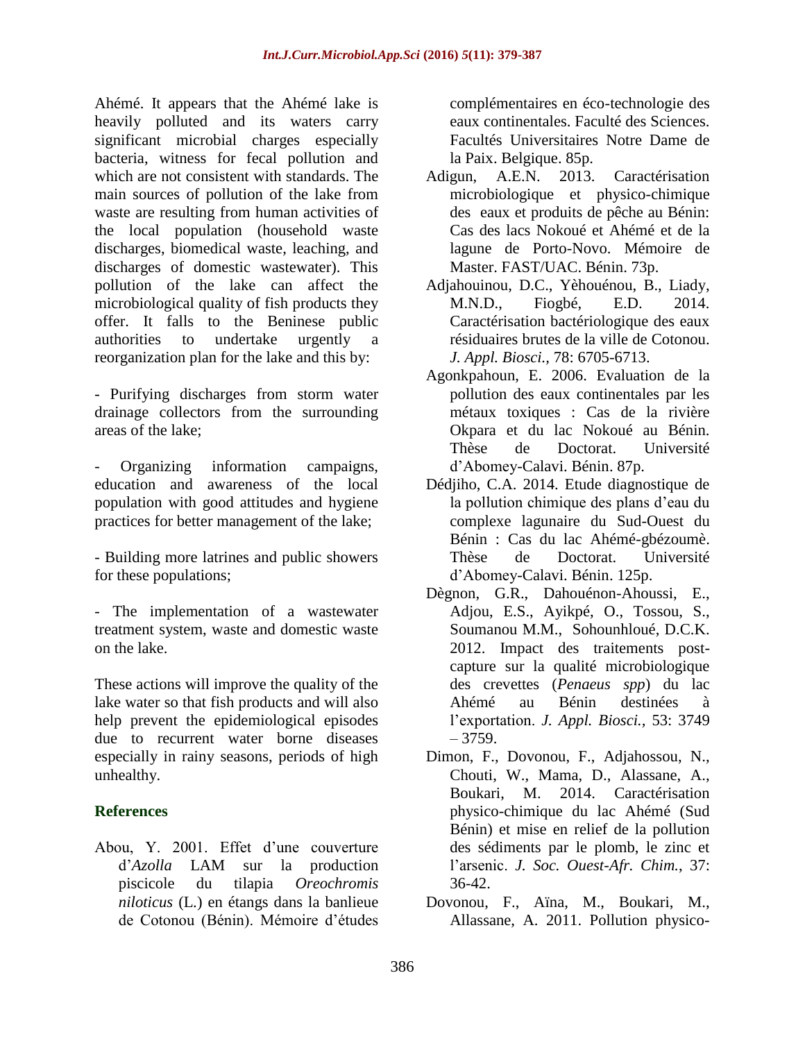Ahémé. It appears that the Ahémé lake is heavily polluted and its waters carry significant microbial charges especially bacteria, witness for fecal pollution and which are not consistent with standards. The main sources of pollution of the lake from waste are resulting from human activities of the local population (household waste discharges, biomedical waste, leaching, and discharges of domestic wastewater). This pollution of the lake can affect the microbiological quality of fish products they offer. It falls to the Beninese public authorities to undertake urgently a reorganization plan for the lake and this by:

- Purifying discharges from storm water drainage collectors from the surrounding areas of the lake;

- Organizing information campaigns, education and awareness of the local population with good attitudes and hygiene practices for better management of the lake;

- Building more latrines and public showers for these populations;

- The implementation of a wastewater treatment system, waste and domestic waste on the lake.

These actions will improve the quality of the lake water so that fish products and will also help prevent the epidemiological episodes due to recurrent water borne diseases especially in rainy seasons, periods of high unhealthy.

## References

Abou, Y. 2001. Effet d'une couverture d'*Azolla* LAM sur la production piscicole du tilapia *Oreochromis niloticus* (L.) en étangs dans la banlieue de Cotonou (Bénin). Mémoire d'études complémentaires en éco-technologie des eaux continentales. Faculté des Sciences. Facultés Universitaires Notre Dame de la Paix. Belgique. 85p.

Adigun, A.E.N. 2013. Caractérisation microbiologique et physico-chimique des eaux et produits de pêche au Bénin: Cas des lacs Nokoué et Ahémé et de la lagune de Porto-Novo. Mémoire de Master. FAST/UAC. Bénin. 73p.

Adjahouinou, D.C., Yèhouénou, B., Liady, M.N.D., Fiogbé, E.D. 2014. Caractérisation bactériologique des eaux résiduaires brutes de la ville de Cotonou. *J. Appl. Biosci.,* 78: 6705-6713.

Agonkpahoun, E. 2006. Evaluation de la pollution des eaux continentales par les métaux toxiques : Cas de la rivière Okpara et du lac Nokoué au Bénin. Thèse de Doctorat. Université d'Abomey-Calavi. Bénin. 87p.

Dédjiho, C.A. 2014. Etude diagnostique de la pollution chimique des plans d'eau du complexe lagunaire du Sud-Ouest du Bénin : Cas du lac Ahémé-gbézoumè. Thèse de Doctorat. Université d'Abomey-Calavi. Bénin. 125p.

Dègnon, G.R., Dahouénon-Ahoussi, E., Adjou, E.S., Ayikpé, O., Tossou, S., Soumanou M.M., Sohounhloué, D.C.K. 2012. Impact des traitements post-capture sur la qualité microbiologique des crevettes (*Penaeus spp*) du lac Ahémé au Bénin destinées à l'exportation. *J. Appl. Biosci.,* 53: 3749 – 3759.

Dimon, F., Dovonou, F., Adjahossou, N., Chouti, W., Mama, D., Alassane, A., Boukari, M. 2014. Caractérisation physico-chimique du lac Ahémé (Sud Bénin) et mise en relief de la pollution des sédiments par le plomb, le zinc et l'arsenic. *J. Soc. Ouest-Afr. Chim.,* 37: 36-42.

Dovonou, F., Aïna, M., Boukari, M., Allassane, A. 2011. Pollution physico-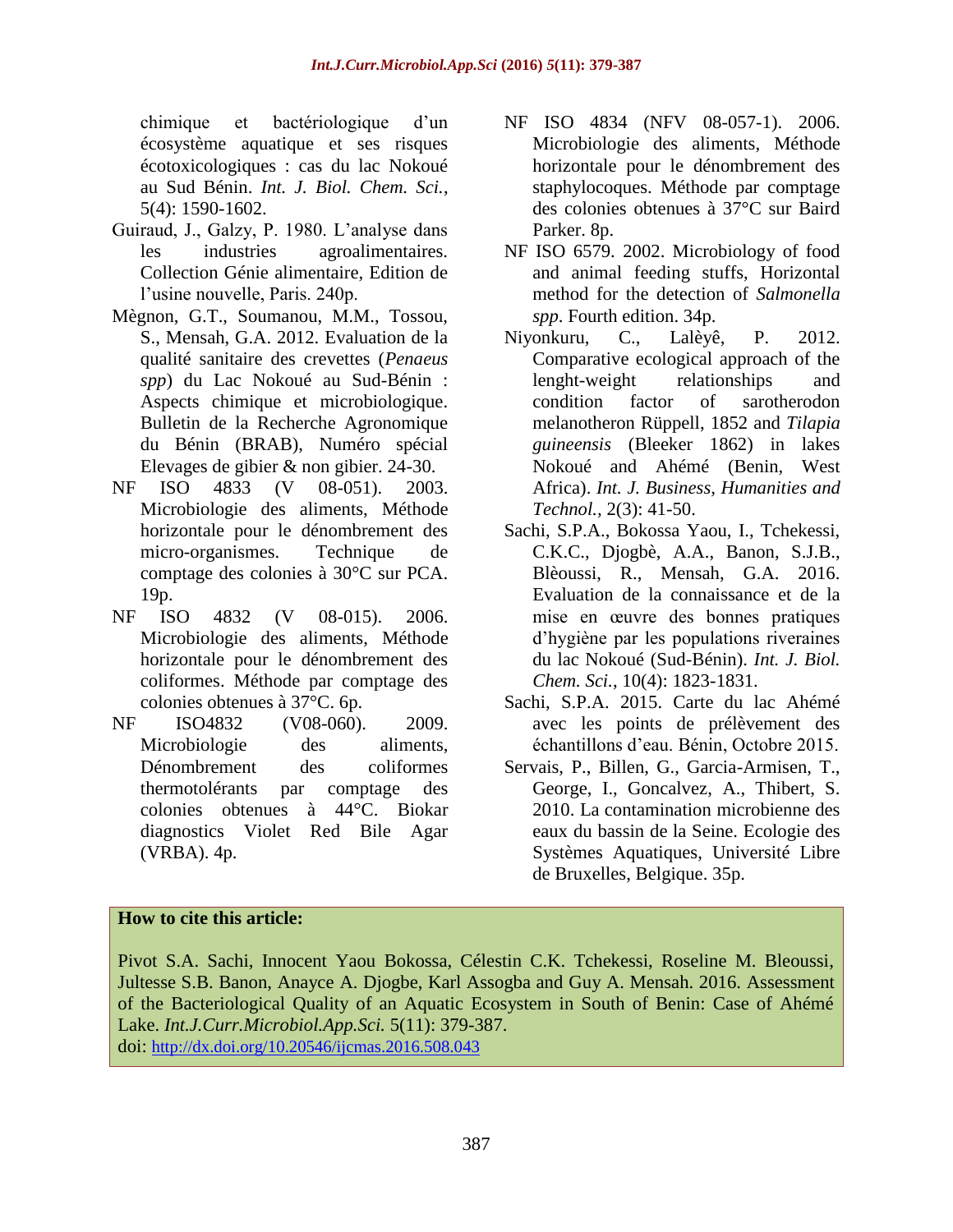chimique et bactériologique d'un écosystème aquatique et ses risques écotoxicologiques : cas du lac Nokoué au Sud Bénin. *Int. J. Biol. Chem. Sci.*, 5(4): 1590-1602.

Guiraud, J., Galzy, P. 1980. L'analyse dans les industries agroalimentaires. Collection Génie alimentaire, Edition de l'usine nouvelle, Paris. 240p.

Mègnon, G.T., Soumanou, M.M., Tossou, S., Mensah, G.A. 2012. Evaluation de la qualité sanitaire des crevettes (*Penaeus spp*) du Lac Nokoué au Sud-Bénin : Aspects chimique et microbiologique. Bulletin de la Recherche Agronomique du Bénin (BRAB), Numéro spécial Elevages de gibier & non gibier. 24-30.

NF ISO 4833 (V 08-051). 2003. Microbiologie des aliments, Méthode horizontale pour le dénombrement des micro-organismes. Technique de comptage des colonies à 30°C sur PCA. 19p.

NF ISO 4832 (V 08-015). 2006. Microbiologie des aliments, Méthode horizontale pour le dénombrement des coliformes. Méthode par comptage des colonies obtenues à 37°C. 6p.

NF ISO4832 (V08-060). 2009. Microbiologie des aliments, Dénombrement des coliformes thermotolérants par comptage des colonies obtenues à 44°C. Biokar diagnostics Violet Red Bile Agar (VRBA). 4p.

NF ISO 4834 (NFV 08-057-1). 2006. Microbiologie des aliments, Méthode horizontale pour le dénombrement des staphylocoques. Méthode par comptage des colonies obtenues à 37°C sur Baird Parker. 8p.

NF ISO 6579. 2002. Microbiology of food and animal feeding stuffs, Horizontal method for the detection of *Salmonella spp*. Fourth edition. 34p.

Niyonkuru, C., Lalèyê, P. 2012. Comparative ecological approach of the lenght-weight relationships and condition factor of sarotherodon melanotheron Rüppell, 1852 and *Tilapia guineensis* (Bleeker 1862) in lakes Nokoué and Ahémé (Benin, West Africa). *Int. J. Business, Humanities and Technol.*, 2(3): 41-50.

Sachi, S.P.A., Bokossa Yaou, I., Tchekessi, C.K.C., Djogbè, A.A., Banon, S.J.B., Blèoussi, R., Mensah, G.A. 2016. Evaluation de la connaissance et de la mise en œuvre des bonnes pratiques d'hygiène par les populations riveraines du lac Nokoué (Sud-Bénin). *Int. J. Biol. Chem. Sci.*, 10(4): 1823-1831.

Sachi, S.P.A. 2015. Carte du lac Ahémé avec les points de prélèvement des échantillons d'eau. Bénin, Octobre 2015.

Servais, P., Billen, G., Garcia-Armisen, T., George, I., Goncalvez, A., Thibert, S. 2010. La contamination microbienne des eaux du bassin de la Seine. Ecologie des Systèmes Aquatiques, Université Libre de Bruxelles, Belgique. 35p.

**How to cite this article:**

Pivot S.A. Sachi, Innocent Yaou Bokossa, Célestin C.K. Tchekessi, Roseline M. Bleoussi, Jultesse S.B. Banon, Anayce A. Djogbe, Karl Assogba and Guy A. Mensah. 2016. Assessment of the Bacteriological Quality of an Aquatic Ecosystem in South of Benin: Case of Ahémé Lake. *Int.J.Curr.Microbiol.App.Sci.* 5(11): 379-387.
doi: http://dx.doi.org/10.20546/ijcmas.2016.508.043